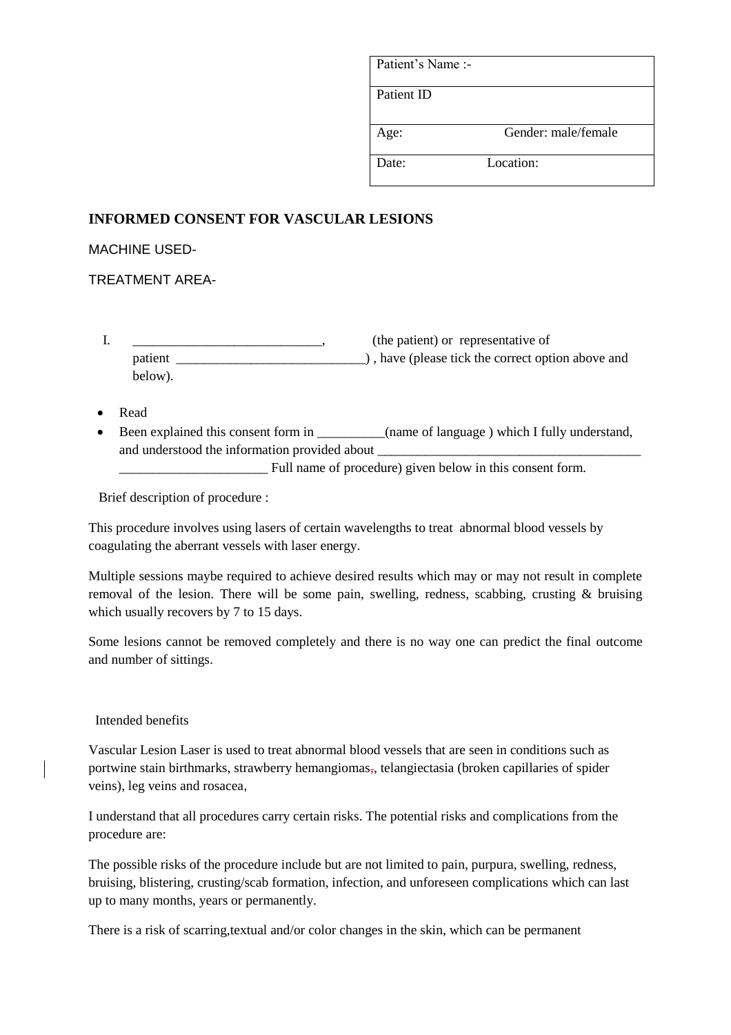| Patient's Name :- | |
| --- | --- |
| Patient ID | |
| Age: | Gender: male/female |
| Date: | Location: |

## INFORMED CONSENT FOR VASCULAR LESIONS

MACHINE USED-

TREATMENT AREA-

I. ___________________________, (the patient) or representative of patient ___________________________) , have (please tick the correct option above and below).

- Read
- Been explained this consent form in __________(name of language ) which I fully understand, and understood the information provided about _______________________________________ _____________________ Full name of procedure) given below in this consent form.

Brief description of procedure :

This procedure involves using lasers of certain wavelengths to treat abnormal blood vessels by coagulating the aberrant vessels with laser energy.

Multiple sessions maybe required to achieve desired results which may or may not result in complete removal of the lesion. There will be some pain, swelling, redness, scabbing, crusting & bruising which usually recovers by 7 to 15 days.

Some lesions cannot be removed completely and there is no way one can predict the final outcome and number of sittings.

Intended benefits

Vascular Lesion Laser is used to treat abnormal blood vessels that are seen in conditions such as portwine stain birthmarks, strawberry hemangiomas, telangiectasia (broken capillaries of spider veins), leg veins and rosacea,

I understand that all procedures carry certain risks. The potential risks and complications from the procedure are:

The possible risks of the procedure include but are not limited to pain, purpura, swelling, redness, bruising, blistering, crusting/scab formation, infection, and unforeseen complications which can last up to many months, years or permanently.

There is a risk of scarring,textual and/or color changes in the skin, which can be permanent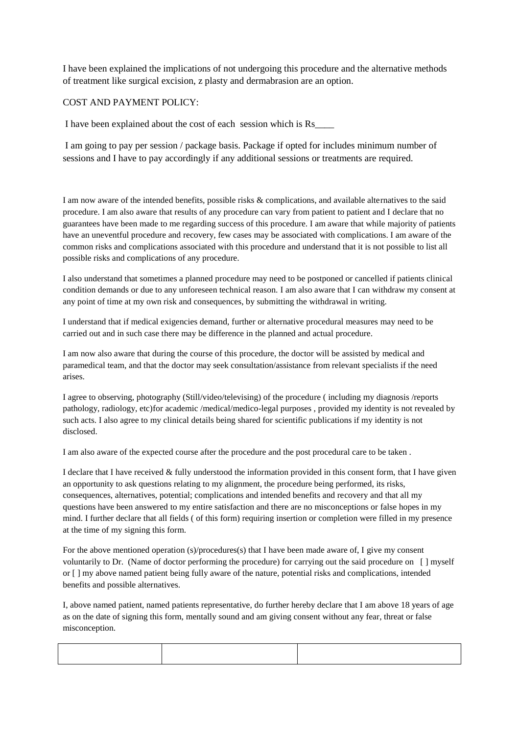I have been explained the implications of not undergoing this procedure and the alternative methods of treatment like surgical excision, z plasty and dermabrasion are an option.

COST AND PAYMENT POLICY:

I have been explained about the cost of each session which is Rs____

I am going to pay per session / package basis. Package if opted for includes minimum number of sessions and I have to pay accordingly if any additional sessions or treatments are required.

I am now aware of the intended benefits, possible risks & complications, and available alternatives to the said procedure. I am also aware that results of any procedure can vary from patient to patient and I declare that no guarantees have been made to me regarding success of this procedure. I am aware that while majority of patients have an uneventful procedure and recovery, few cases may be associated with complications. I am aware of the common risks and complications associated with this procedure and understand that it is not possible to list all possible risks and complications of any procedure.

I also understand that sometimes a planned procedure may need to be postponed or cancelled if patients clinical condition demands or due to any unforeseen technical reason. I am also aware that I can withdraw my consent at any point of time at my own risk and consequences, by submitting the withdrawal in writing.

I understand that if medical exigencies demand, further or alternative procedural measures may need to be carried out and in such case there may be difference in the planned and actual procedure.

I am now also aware that during the course of this procedure, the doctor will be assisted by medical and paramedical team, and that the doctor may seek consultation/assistance from relevant specialists if the need arises.

I agree to observing, photography (Still/video/televising) of the procedure ( including my diagnosis /reports pathology, radiology, etc)for academic /medical/medico-legal purposes , provided my identity is not revealed by such acts. I also agree to my clinical details being shared for scientific publications if my identity is not disclosed.

I am also aware of the expected course after the procedure and the post procedural care to be taken .

I declare that I have received & fully understood the information provided in this consent form, that I have given an opportunity to ask questions relating to my alignment, the procedure being performed, its risks, consequences, alternatives, potential; complications and intended benefits and recovery and that all my questions have been answered to my entire satisfaction and there are no misconceptions or false hopes in my mind. I further declare that all fields ( of this form) requiring insertion or completion were filled in my presence at the time of my signing this form.

For the above mentioned operation (s)/procedures(s) that I have been made aware of, I give my consent voluntarily to Dr. (Name of doctor performing the procedure) for carrying out the said procedure on [ ] myself or [ ] my above named patient being fully aware of the nature, potential risks and complications, intended benefits and possible alternatives.

I, above named patient, named patients representative, do further hereby declare that I am above 18 years of age as on the date of signing this form, mentally sound and am giving consent without any fear, threat or false misconception.

| | | |
|---|---|---|
| | | |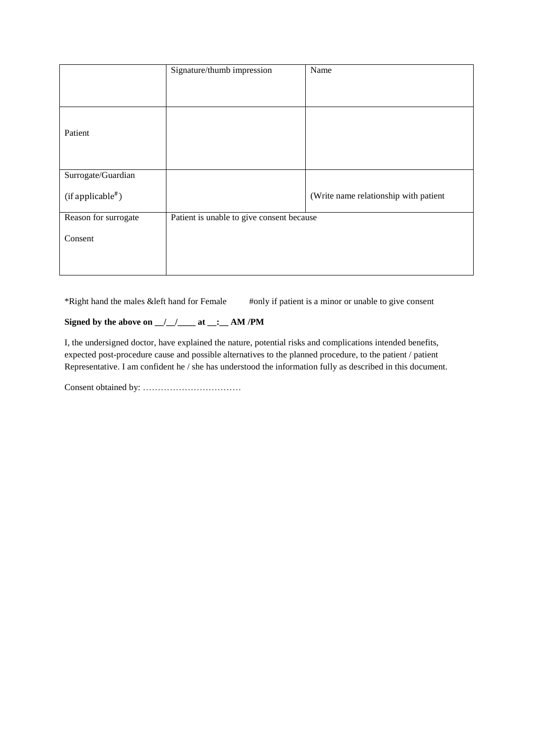| | Signature/thumb impression | Name |
| --- | --- | --- |
| Patient | | |
| Surrogate/Guardian (if applicable#) | | (Write name relationship with patient |
| Reason for surrogate Consent | Patient is unable to give consent because | |

*Right hand the males &left hand for Female #only if patient is a minor or unable to give consent

**Signed by the above on __/__/____ at __:__ AM /PM**

I, the undersigned doctor, have explained the nature, potential risks and complications intended benefits, expected post-procedure cause and possible alternatives to the planned procedure, to the patient / patient Representative. I am confident he / she has understood the information fully as described in this document.

Consent obtained by: ……………………………